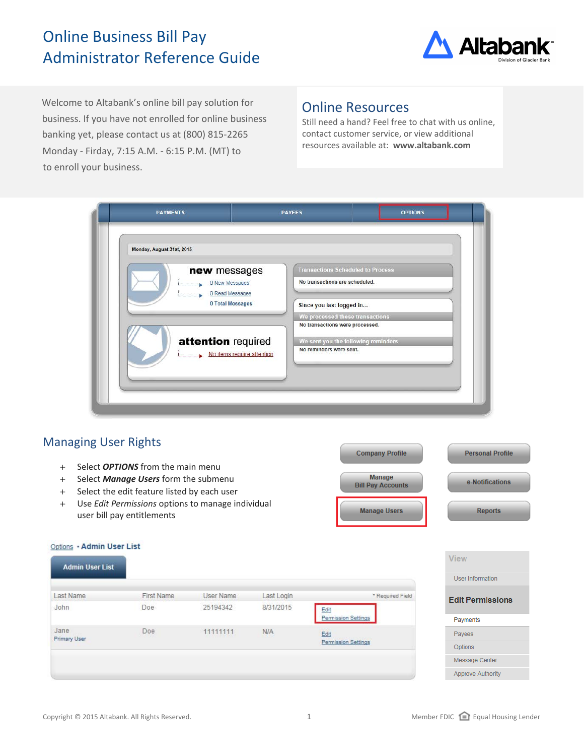# Online Business Bill Pay Administrator Reference Guide

Welcome to Altabank's online bill pay solution for business. If you have not enrolled for online business banking yet, please contact us at (800) 815-2265 Monday - Firday, 7:15 A.M. - 6:15 P.M. (MT) to to enroll your business.

## Online Resources

Still need a hand? Feel free to chat with us online, contact customer service, or view additional resources available at: **www.altabank.com**

## Managing User Rights

- Select ***OPTIONS*** from the main menu
- Select ***Manage Users*** form the submenu
- Select the edit feature listed by each user
- Use *Edit Permissions* options to manage individual user bill pay entitlements

Copyright © 2015 Altabank. All Rights Reserved.

Member FDIC Equal Housing Lender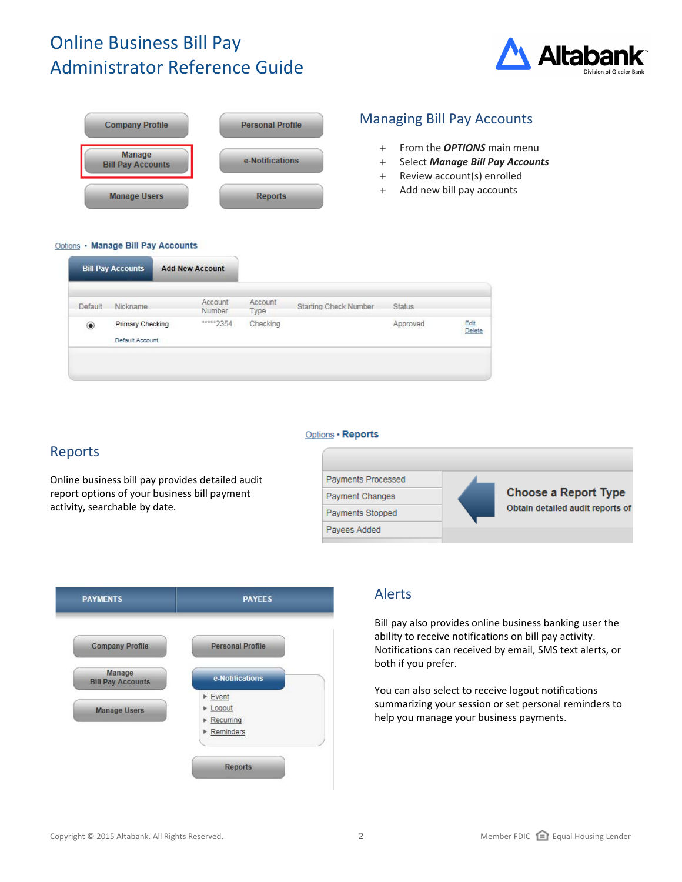## Managing Bill Pay Accounts

- From the ***OPTIONS*** main menu
- Select ***Manage Bill Pay Accounts***
- Review account(s) enrolled
- Add new bill pay accounts

## Reports

Online business bill pay provides detailed audit report options of your business bill payment activity, searchable by date.

## Alerts

Bill pay also provides online business banking user the ability to receive notifications on bill pay activity. Notifications can received by email, SMS text alerts, or both if you prefer.

You can also select to receive logout notifications summarizing your session or set personal reminders to help you manage your business payments.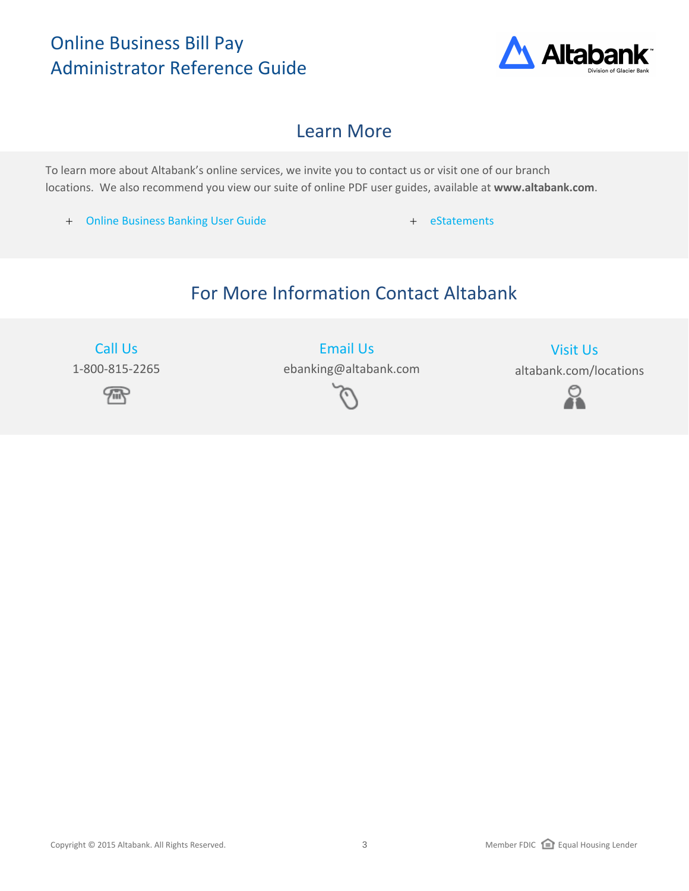## Learn More

To learn more about Altabank's online services, we invite you to contact us or visit one of our branch locations. We also recommend you view our suite of online PDF user guides, available at **www.altabank.com**.

- Online Business Banking User Guide
- eStatements

## For More Information Contact Altabank

**Call Us**
1-800-815-2265

**Email Us**
ebanking@altabank.com

**Visit Us**
altabank.com/locations

Copyright © 2015 Altabank. All Rights Reserved.

Member FDIC Equal Housing Lender